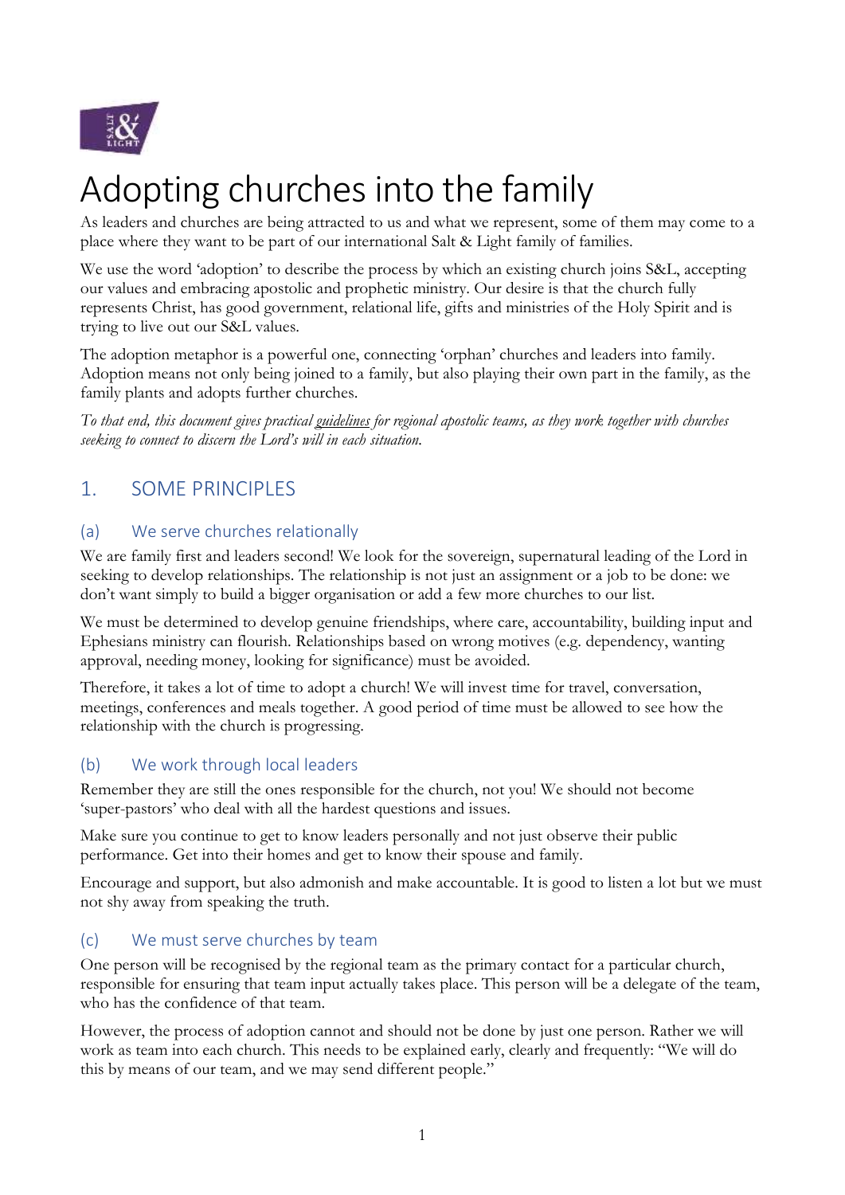# Adopting churches into the family

As leaders and churches are being attracted to us and what we represent, some of them may come to a place where they want to be part of our international Salt & Light family of families.

We use the word 'adoption' to describe the process by which an existing church joins S&L, accepting our values and embracing apostolic and prophetic ministry. Our desire is that the church fully represents Christ, has good government, relational life, gifts and ministries of the Holy Spirit and is trying to live out our S&L values.

The adoption metaphor is a powerful one, connecting 'orphan' churches and leaders into family. Adoption means not only being joined to a family, but also playing their own part in the family, as the family plants and adopts further churches.

*To that end, this document gives practical guidelines for regional apostolic teams, as they work together with churches seeking to connect to discern the Lord's will in each situation.*

## 1. SOME PRINCIPLES

### (a) We serve churches relationally

We are family first and leaders second! We look for the sovereign, supernatural leading of the Lord in seeking to develop relationships. The relationship is not just an assignment or a job to be done: we don't want simply to build a bigger organisation or add a few more churches to our list.

We must be determined to develop genuine friendships, where care, accountability, building input and Ephesians ministry can flourish. Relationships based on wrong motives (e.g. dependency, wanting approval, needing money, looking for significance) must be avoided.

Therefore, it takes a lot of time to adopt a church! We will invest time for travel, conversation, meetings, conferences and meals together. A good period of time must be allowed to see how the relationship with the church is progressing.

### (b) We work through local leaders

Remember they are still the ones responsible for the church, not you! We should not become 'super-pastors' who deal with all the hardest questions and issues.

Make sure you continue to get to know leaders personally and not just observe their public performance. Get into their homes and get to know their spouse and family.

Encourage and support, but also admonish and make accountable. It is good to listen a lot but we must not shy away from speaking the truth.

### (c) We must serve churches by team

One person will be recognised by the regional team as the primary contact for a particular church, responsible for ensuring that team input actually takes place. This person will be a delegate of the team, who has the confidence of that team.

However, the process of adoption cannot and should not be done by just one person. Rather we will work as team into each church. This needs to be explained early, clearly and frequently: "We will do this by means of our team, and we may send different people."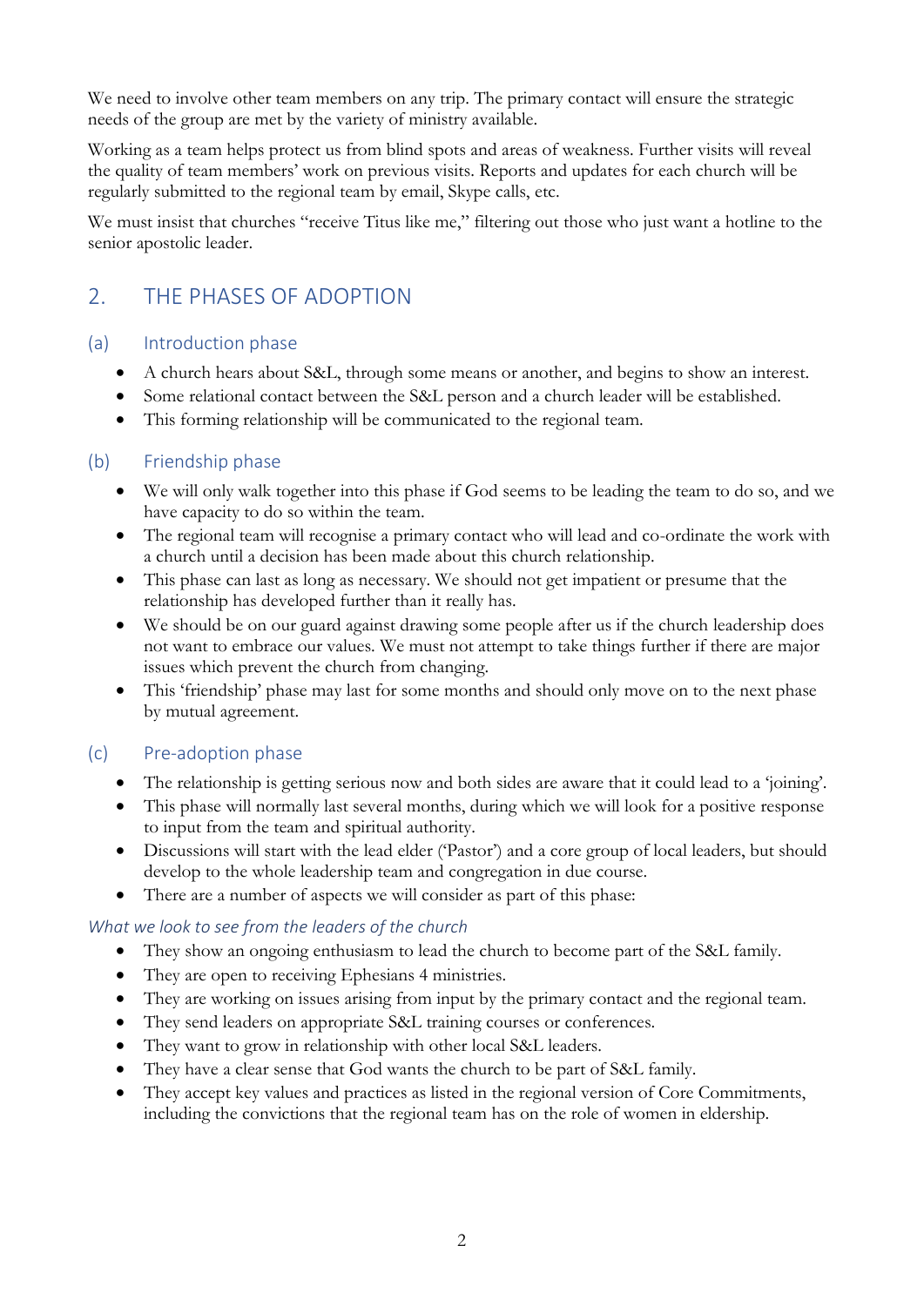We need to involve other team members on any trip. The primary contact will ensure the strategic needs of the group are met by the variety of ministry available.

Working as a team helps protect us from blind spots and areas of weakness. Further visits will reveal the quality of team members' work on previous visits. Reports and updates for each church will be regularly submitted to the regional team by email, Skype calls, etc.

We must insist that churches "receive Titus like me," filtering out those who just want a hotline to the senior apostolic leader.

## 2. THE PHASES OF ADOPTION

### (a) Introduction phase

- A church hears about S&L, through some means or another, and begins to show an interest.
- Some relational contact between the S&L person and a church leader will be established.
- This forming relationship will be communicated to the regional team.

### (b) Friendship phase

- We will only walk together into this phase if God seems to be leading the team to do so, and we have capacity to do so within the team.
- The regional team will recognise a primary contact who will lead and co-ordinate the work with a church until a decision has been made about this church relationship.
- This phase can last as long as necessary. We should not get impatient or presume that the relationship has developed further than it really has.
- We should be on our guard against drawing some people after us if the church leadership does not want to embrace our values. We must not attempt to take things further if there are major issues which prevent the church from changing.
- This 'friendship' phase may last for some months and should only move on to the next phase by mutual agreement.

### (c) Pre-adoption phase

- The relationship is getting serious now and both sides are aware that it could lead to a 'joining'.
- This phase will normally last several months, during which we will look for a positive response to input from the team and spiritual authority.
- Discussions will start with the lead elder ('Pastor') and a core group of local leaders, but should develop to the whole leadership team and congregation in due course.
- There are a number of aspects we will consider as part of this phase:

*What we look to see from the leaders of the church*

- They show an ongoing enthusiasm to lead the church to become part of the S&L family.
- They are open to receiving Ephesians 4 ministries.
- They are working on issues arising from input by the primary contact and the regional team.
- They send leaders on appropriate S&L training courses or conferences.
- They want to grow in relationship with other local S&L leaders.
- They have a clear sense that God wants the church to be part of S&L family.
- They accept key values and practices as listed in the regional version of Core Commitments, including the convictions that the regional team has on the role of women in eldership.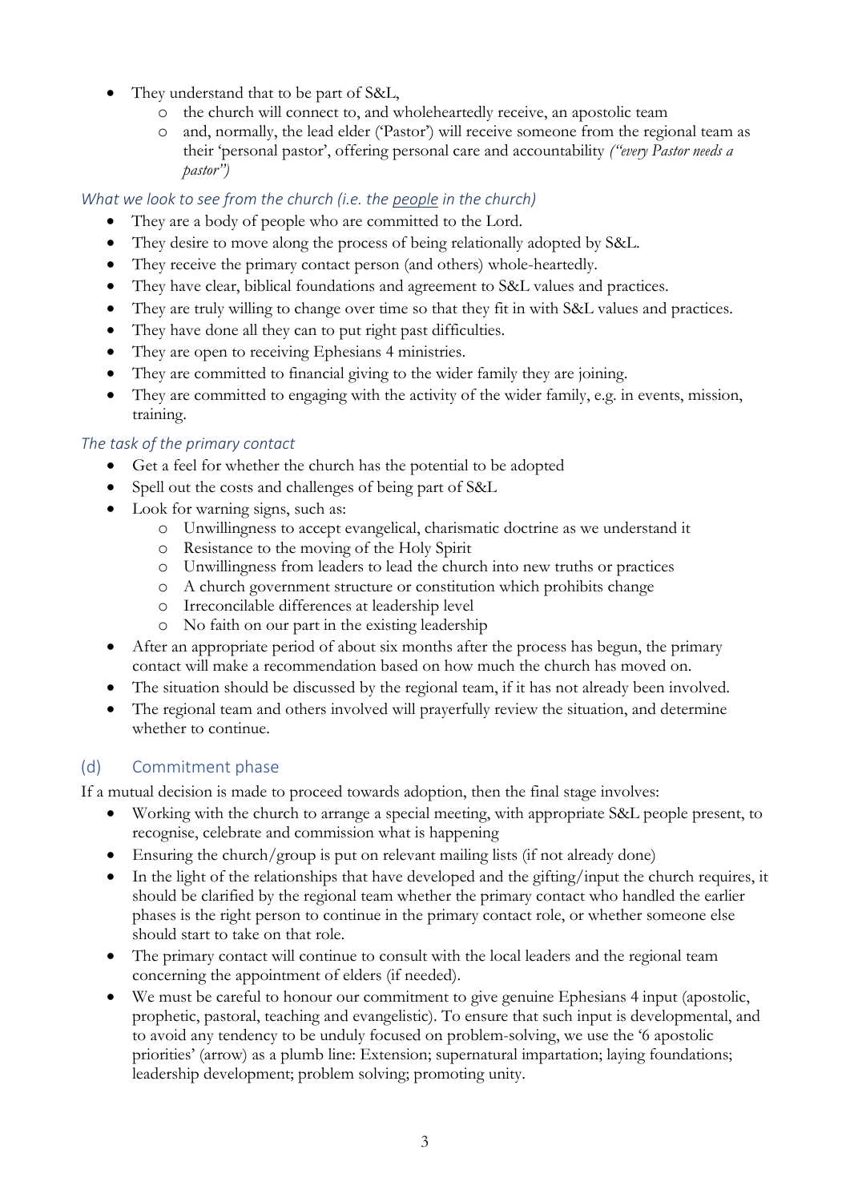- They understand that to be part of S&L,
    - the church will connect to, and wholeheartedly receive, an apostolic team
    - and, normally, the lead elder ('Pastor') will receive someone from the regional team as their 'personal pastor', offering personal care and accountability *("every Pastor needs a pastor")*

*What we look to see from the church (i.e. the* *<u>people</u>* *in the church)*

- They are a body of people who are committed to the Lord.
- They desire to move along the process of being relationally adopted by S&L.
- They receive the primary contact person (and others) whole-heartedly.
- They have clear, biblical foundations and agreement to S&L values and practices.
- They are truly willing to change over time so that they fit in with S&L values and practices.
- They have done all they can to put right past difficulties.
- They are open to receiving Ephesians 4 ministries.
- They are committed to financial giving to the wider family they are joining.
- They are committed to engaging with the activity of the wider family, e.g. in events, mission, training.

*The task of the primary contact*

- Get a feel for whether the church has the potential to be adopted
- Spell out the costs and challenges of being part of S&L
- Look for warning signs, such as:
    - Unwillingness to accept evangelical, charismatic doctrine as we understand it
    - Resistance to the moving of the Holy Spirit
    - Unwillingness from leaders to lead the church into new truths or practices
    - A church government structure or constitution which prohibits change
    - Irreconcilable differences at leadership level
    - No faith on our part in the existing leadership
- After an appropriate period of about six months after the process has begun, the primary contact will make a recommendation based on how much the church has moved on.
- The situation should be discussed by the regional team, if it has not already been involved.
- The regional team and others involved will prayerfully review the situation, and determine whether to continue.

### (d) Commitment phase

If a mutual decision is made to proceed towards adoption, then the final stage involves:

- Working with the church to arrange a special meeting, with appropriate S&L people present, to recognise, celebrate and commission what is happening
- Ensuring the church/group is put on relevant mailing lists (if not already done)
- In the light of the relationships that have developed and the gifting/input the church requires, it should be clarified by the regional team whether the primary contact who handled the earlier phases is the right person to continue in the primary contact role, or whether someone else should start to take on that role.
- The primary contact will continue to consult with the local leaders and the regional team concerning the appointment of elders (if needed).
- We must be careful to honour our commitment to give genuine Ephesians 4 input (apostolic, prophetic, pastoral, teaching and evangelistic). To ensure that such input is developmental, and to avoid any tendency to be unduly focused on problem-solving, we use the '6 apostolic priorities' (arrow) as a plumb line: Extension; supernatural impartation; laying foundations; leadership development; problem solving; promoting unity.